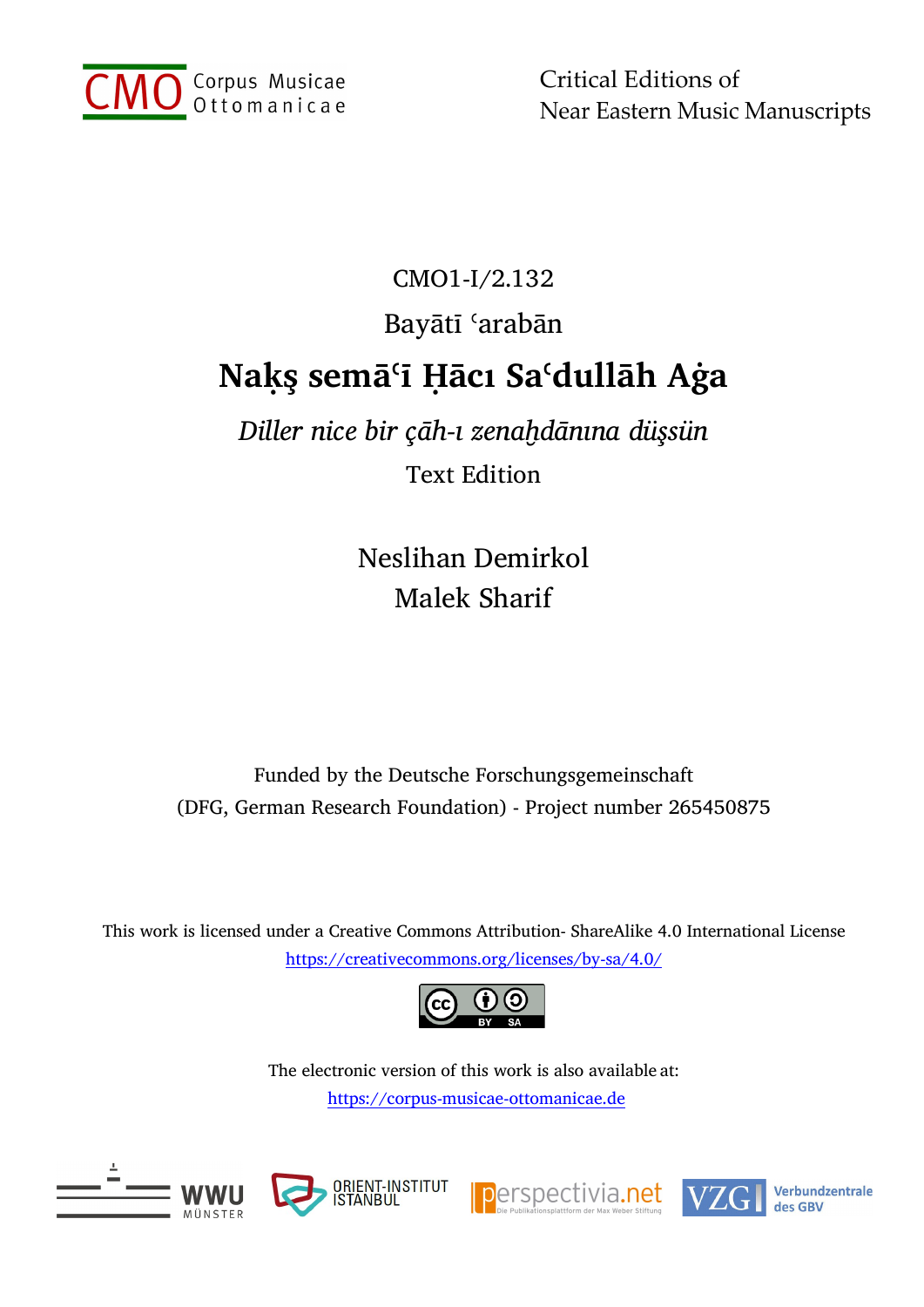CMO Corpus Musicae Ottomanicae

Critical Editions of
Near Eastern Music Manuscripts

CMO1-I/2.132

Bayātī ʿarabān

# Naḳş semāʿī Ḥācı Saʿdullāh Aġa

*Diller nice bir çāh-ı zenaḫdānına düşsün*

Text Edition

Neslihan Demirkol
Malek Sharif

Funded by the Deutsche Forschungsgemeinschaft
(DFG, German Research Foundation) - Project number 265450875

This work is licensed under a Creative Commons Attribution- ShareAlike 4.0 International License
https://creativecommons.org/licenses/by-sa/4.0/

The electronic version of this work is also available at:
https://corpus-musicae-ottomanicae.de

WWU Münster · Orient-Institut Istanbul · perspectivia.net · VZG Verbundzentrale des GBV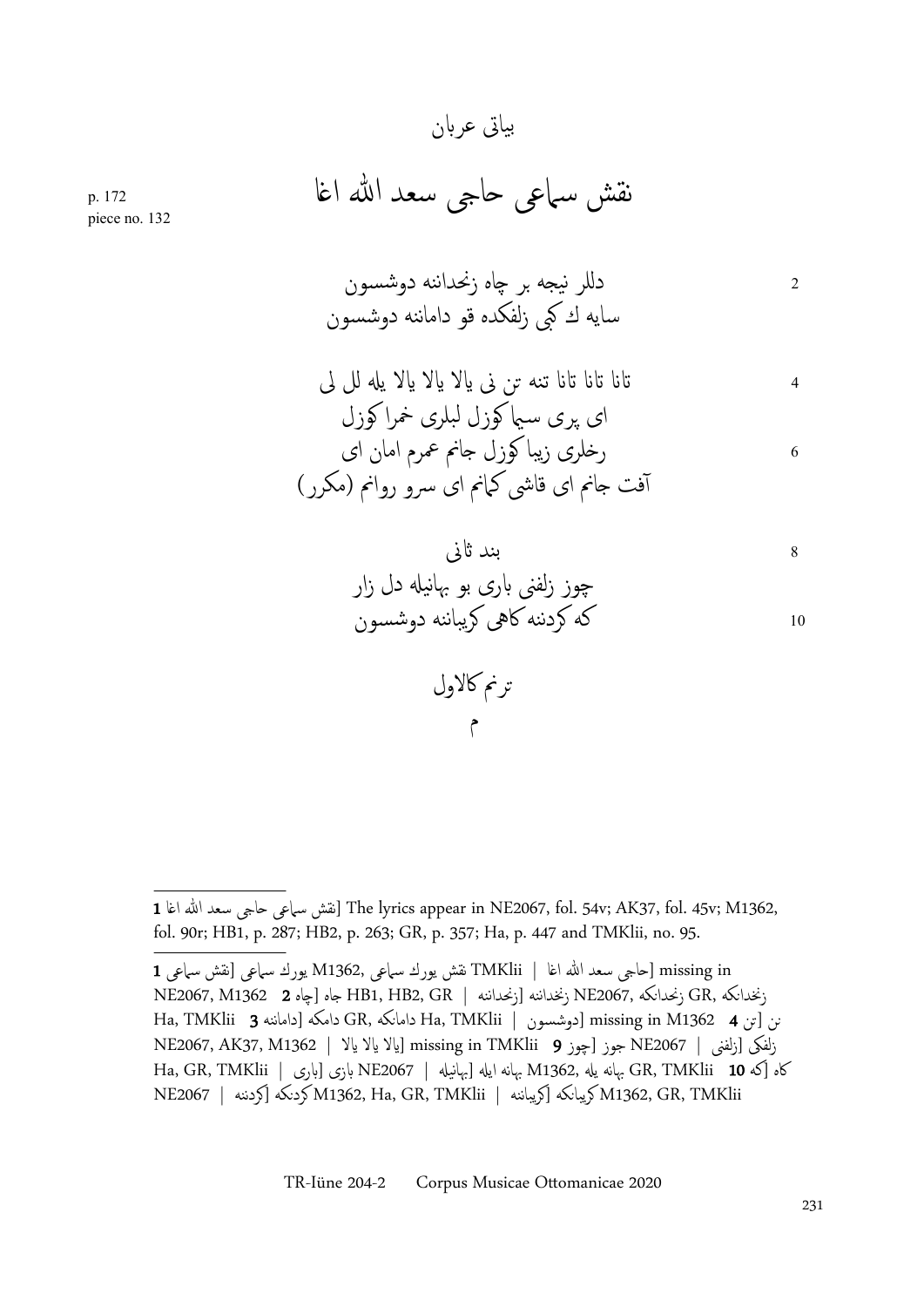بیاتی عربان

# نقش سماعی حاجی سعد الله اغا

p. 172
piece no. 132

2 دللر نیجه بر چاه زنخدانه دوشسون
سایه لـ کبی زلفکده قو دامانه دوشسون

4 تانا تانا تنه تن نی یالا یالا یالا یله لل لی
ای پری سیما کوزل لبلری خمرا کوزل
6 رخلری زیبا کوزل جانم عمرم امان ای
آفت جانم ای قاشی کمانم ای سرو روانم (مکرر)

8 بند ثانی
چوز زلفنی باری بو بهانیله دل زار
10 که کردنه کاهی کریبانه دوشسون

ترنم کالاول
م

---

**1** نقش سماعی حاجی سعد الله اغا] The lyrics appear in NE2067, fol. 54v; AK37, fol. 45v; M1362, fol. 90r; HB1, p. 287; HB2, p. 263; GR, p. 357; Ha, p. 447 and TMKlii, no. 95.

**1** نقش سماعی] نقش یورك سماعی M1362, نقش یورك سماعی TMKlii | حاجی سعد الله اغا] missing in NE2067, M1362 **2** چاه] جاه HB1, HB2, GR | زنخدانه] زنخدانه NE2067, زنخدانکه GR, زنخدانکه Ha, TMKlii **3** دامانه] دامکه GR, دامانکه Ha, TMKlii | دوشسون] missing in M1362 **4** تن] ن NE2067, AK37, M1362 | یالا یالا یالا] missing in TMKlii **9** چوز] جوز NE2067 | زلفنی] زلفکی Ha, GR, TMKlii | باری] بازی NE2067 | بهانیله] بهانه ایله M1362, بهانه یله GR, TMKlii **10** که] کاه NE2067 | کردنه] کردنکه M1362, Ha, GR, TMKlii | کریبانه] کریبانکه M1362, GR, TMKlii

TR-Iüne 204-2 Corpus Musicae Ottomanicae 2020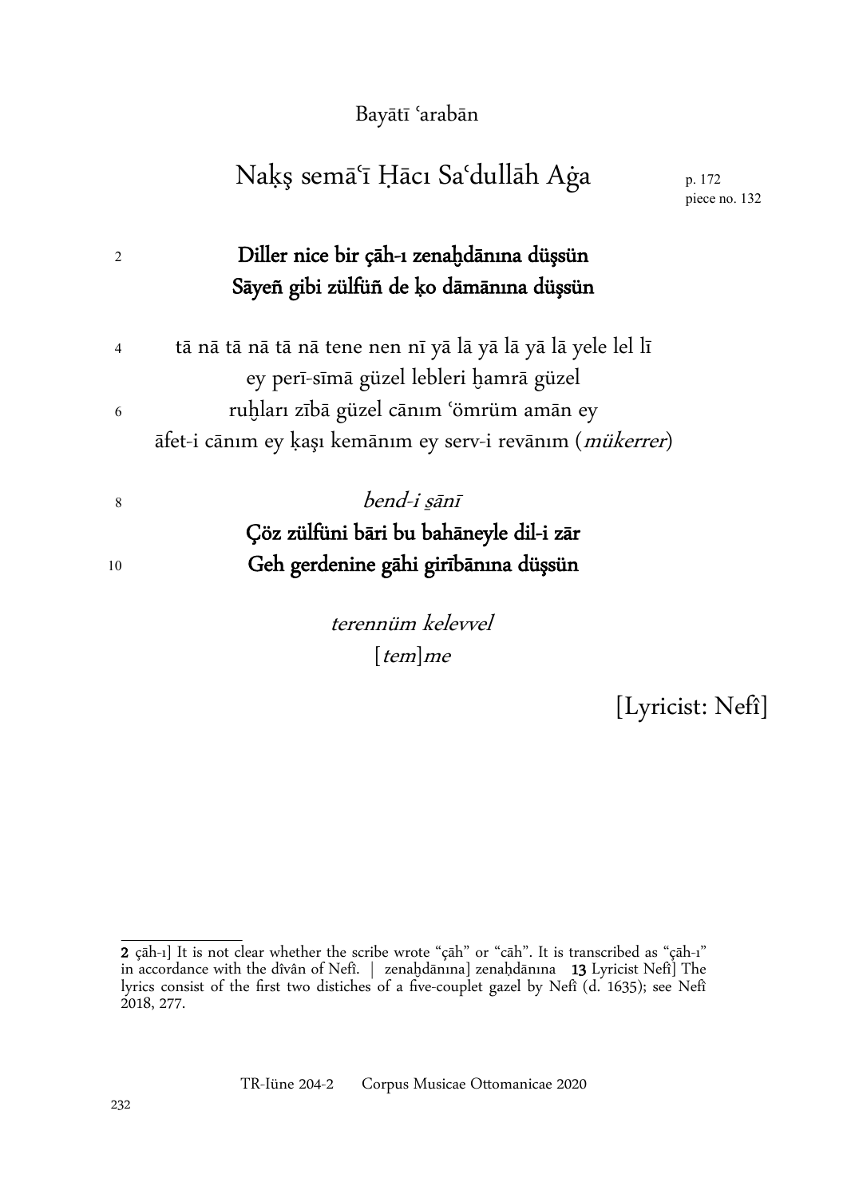Bayātī ʿarabān

# Naḳş semāʿī Ḥācı Saʿdullāh Aġa

p. 172
piece no. 132

2 **Diller nice bir çāh-ı zenaḫdānına düşsün**
**Sāyeñ gibi zülfüñ de ḳo dāmānına düşsün**

4 tā nā tā nā tā nā tene nen nī yā lā yā lā yā lā yele lel lī
ey perī-sīmā güzel lebleri ḫamrā güzel
6 ruḫları zībā güzel cānım ʿömrüm amān ey
āfet-i cānım ey ḳaşı kemānım ey serv-i revānım (*mükerrer*)

8 *bend-i s̱ānī*
**Çöz zülfüni bāri bu bahāneyle dil-i zār**
10 **Geh gerdenine gāhi girībānına düşsün**

*terennüm kelevvel*
[*tem*]*me*

[Lyricist: Nefî]

---

**2** çāh-ı] It is not clear whether the scribe wrote "çāh" or "cāh". It is transcribed as "çāh-ı" in accordance with the dîvân of Nefî. | zenaḫdānına] zenaḥdānına **13** Lyricist Nefî] The lyrics consist of the first two distiches of a five-couplet gazel by Nefî (d. 1635); see Nefî 2018, 277.